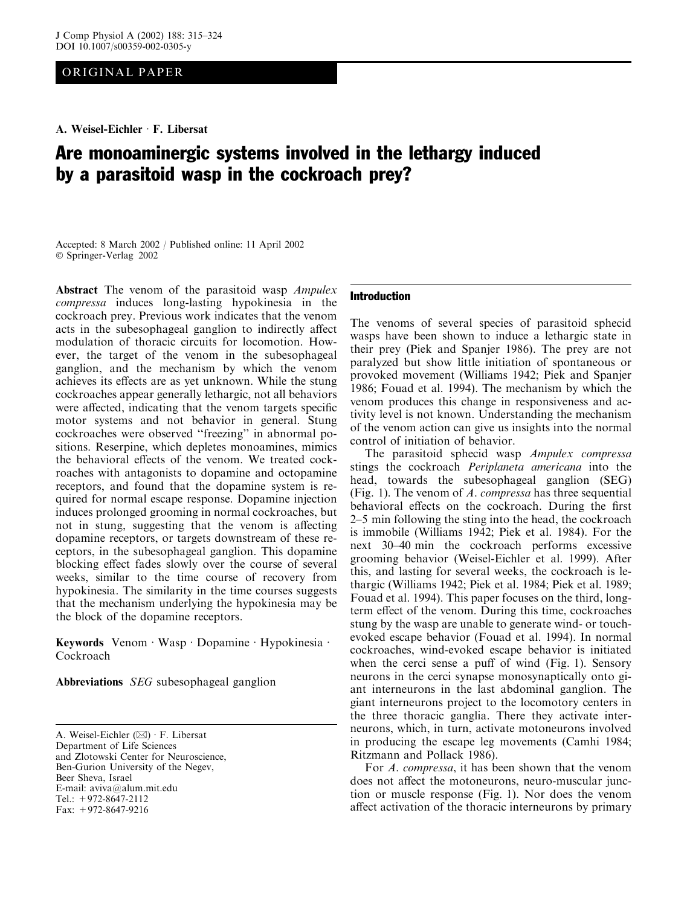ORIGINAL PAPER

**A. Weisel-Eichler · F. Libersat**

# Are monoaminergic systems involved in the lethargy induced by a parasitoid wasp in the cockroach prey?

Accepted: 8 March 2002 / Published online: 11 April 2002
© Springer-Verlag 2002

**Abstract** The venom of the parasitoid wasp *Ampulex compressa* induces long-lasting hypokinesia in the cockroach prey. Previous work indicates that the venom acts in the subesophageal ganglion to indirectly affect modulation of thoracic circuits for locomotion. However, the target of the venom in the subesophageal ganglion, and the mechanism by which the venom achieves its effects are as yet unknown. While the stung cockroaches appear generally lethargic, not all behaviors were affected, indicating that the venom targets specific motor systems and not behavior in general. Stung cockroaches were observed "freezing" in abnormal positions. Reserpine, which depletes monoamines, mimics the behavioral effects of the venom. We treated cockroaches with antagonists to dopamine and octopamine receptors, and found that the dopamine system is required for normal escape response. Dopamine injection induces prolonged grooming in normal cockroaches, but not in stung, suggesting that the venom is affecting dopamine receptors, or targets downstream of these receptors, in the subesophageal ganglion. This dopamine blocking effect fades slowly over the course of several weeks, similar to the time course of recovery from hypokinesia. The similarity in the time courses suggests that the mechanism underlying the hypokinesia may be the block of the dopamine receptors.

**Keywords** Venom · Wasp · Dopamine · Hypokinesia · Cockroach

**Abbreviations** *SEG* subesophageal ganglion

A. Weisel-Eichler (✉) · F. Libersat
Department of Life Sciences
and Zlotowski Center for Neuroscience,
Ben-Gurion University of the Negev,
Beer Sheva, Israel
E-mail: aviva@alum.mit.edu
Tel.: +972-8647-2112
Fax: +972-8647-9216

## Introduction

The venoms of several species of parasitoid sphecid wasps have been shown to induce a lethargic state in their prey (Piek and Spanjer 1986). The prey are not paralyzed but show little initiation of spontaneous or provoked movement (Williams 1942; Piek and Spanjer 1986; Fouad et al. 1994). The mechanism by which the venom produces this change in responsiveness and activity level is not known. Understanding the mechanism of the venom action can give us insights into the normal control of initiation of behavior.

The parasitoid sphecid wasp *Ampulex compressa* stings the cockroach *Periplaneta americana* into the head, towards the subesophageal ganglion (SEG) (Fig. 1). The venom of *A. compressa* has three sequential behavioral effects on the cockroach. During the first 2–5 min following the sting into the head, the cockroach is immobile (Williams 1942; Piek et al. 1984). For the next 30–40 min the cockroach performs excessive grooming behavior (Weisel-Eichler et al. 1999). After this, and lasting for several weeks, the cockroach is lethargic (Williams 1942; Piek et al. 1984; Piek et al. 1989; Fouad et al. 1994). This paper focuses on the third, long-term effect of the venom. During this time, cockroaches stung by the wasp are unable to generate wind- or touch-evoked escape behavior (Fouad et al. 1994). In normal cockroaches, wind-evoked escape behavior is initiated when the cerci sense a puff of wind (Fig. 1). Sensory neurons in the cerci synapse monosynaptically onto giant interneurons in the last abdominal ganglion. The giant interneurons project to the locomotory centers in the three thoracic ganglia. There they activate interneurons, which, in turn, activate motoneurons involved in producing the escape leg movements (Camhi 1984; Ritzmann and Pollack 1986).

For *A. compressa*, it has been shown that the venom does not affect the motoneurons, neuro-muscular junction or muscle response (Fig. 1). Nor does the venom affect activation of the thoracic interneurons by primary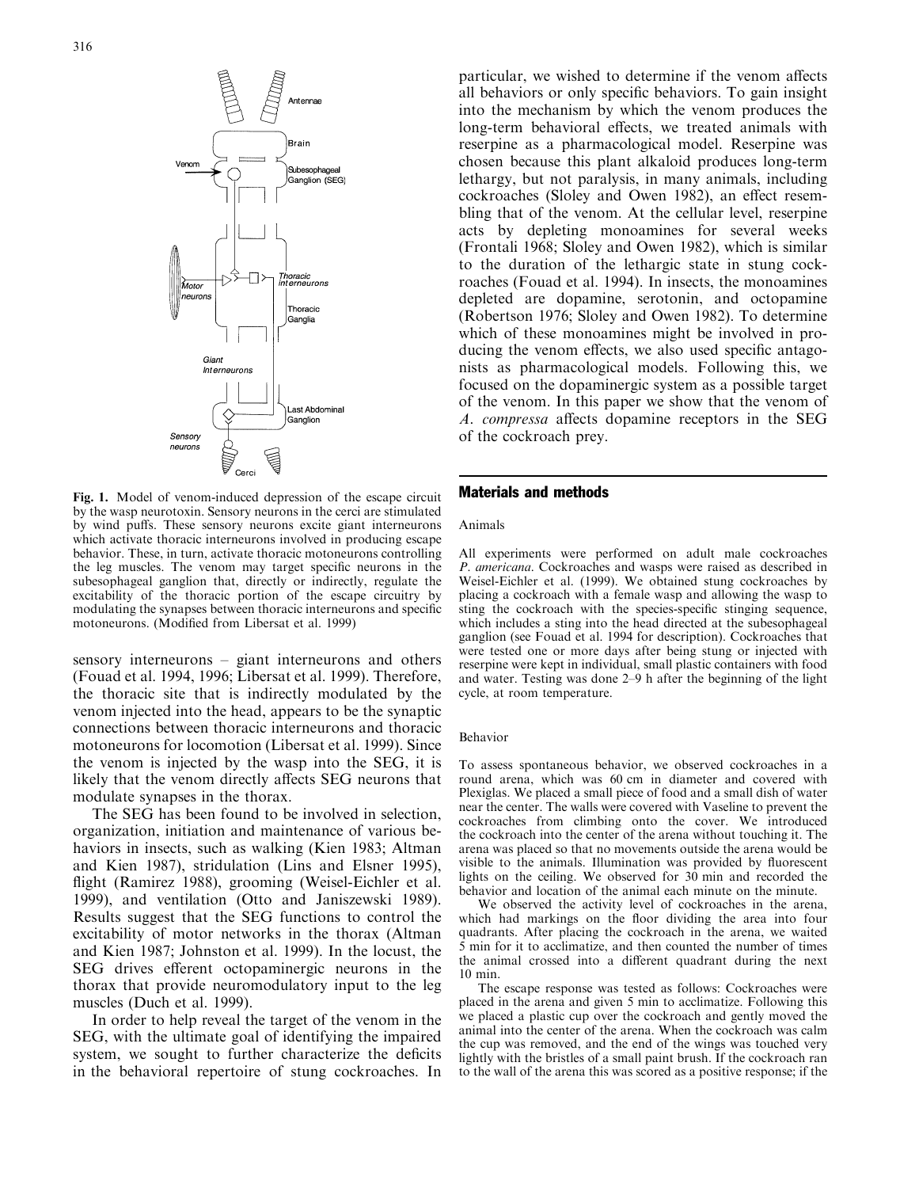**Fig. 1.** Model of venom-induced depression of the escape circuit by the wasp neurotoxin. Sensory neurons in the cerci are stimulated by wind puffs. These sensory neurons excite giant interneurons which activate thoracic interneurons involved in producing escape behavior. These, in turn, activate thoracic motoneurons controlling the leg muscles. The venom may target specific neurons in the subesophageal ganglion that, directly or indirectly, regulate the excitability of the thoracic portion of the escape circuitry by modulating the synapses between thoracic interneurons and specific motoneurons. (Modified from Libersat et al. 1999)

sensory interneurons – giant interneurons and others (Fouad et al. 1994, 1996; Libersat et al. 1999). Therefore, the thoracic site that is indirectly modulated by the venom injected into the head, appears to be the synaptic connections between thoracic interneurons and thoracic motoneurons for locomotion (Libersat et al. 1999). Since the venom is injected by the wasp into the SEG, it is likely that the venom directly affects SEG neurons that modulate synapses in the thorax.

The SEG has been found to be involved in selection, organization, initiation and maintenance of various behaviors in insects, such as walking (Kien 1983; Altman and Kien 1987), stridulation (Lins and Elsner 1995), flight (Ramirez 1988), grooming (Weisel-Eichler et al. 1999), and ventilation (Otto and Janiszewski 1989). Results suggest that the SEG functions to control the excitability of motor networks in the thorax (Altman and Kien 1987; Johnston et al. 1999). In the locust, the SEG drives efferent octopaminergic neurons in the thorax that provide neuromodulatory input to the leg muscles (Duch et al. 1999).

In order to help reveal the target of the venom in the SEG, with the ultimate goal of identifying the impaired system, we sought to further characterize the deficits in the behavioral repertoire of stung cockroaches. In particular, we wished to determine if the venom affects all behaviors or only specific behaviors. To gain insight into the mechanism by which the venom produces the long-term behavioral effects, we treated animals with reserpine as a pharmacological model. Reserpine was chosen because this plant alkaloid produces long-term lethargy, but not paralysis, in many animals, including cockroaches (Sloley and Owen 1982), an effect resembling that of the venom. At the cellular level, reserpine acts by depleting monoamines for several weeks (Frontali 1968; Sloley and Owen 1982), which is similar to the duration of the lethargic state in stung cockroaches (Fouad et al. 1994). In insects, the monoamines depleted are dopamine, serotonin, and octopamine (Robertson 1976; Sloley and Owen 1982). To determine which of these monoamines might be involved in producing the venom effects, we also used specific antagonists as pharmacological models. Following this, we focused on the dopaminergic system as a possible target of the venom. In this paper we show that the venom of *A. compressa* affects dopamine receptors in the SEG of the cockroach prey.

## Materials and methods

### Animals

All experiments were performed on adult male cockroaches *P. americana*. Cockroaches and wasps were raised as described in Weisel-Eichler et al. (1999). We obtained stung cockroaches by placing a cockroach with a female wasp and allowing the wasp to sting the cockroach with the species-specific stinging sequence, which includes a sting into the head directed at the subesophageal ganglion (see Fouad et al. 1994 for description). Cockroaches that were tested one or more days after being stung or injected with reserpine were kept in individual, small plastic containers with food and water. Testing was done 2–9 h after the beginning of the light cycle, at room temperature.

### Behavior

To assess spontaneous behavior, we observed cockroaches in a round arena, which was 60 cm in diameter and covered with Plexiglas. We placed a small piece of food and a small dish of water near the center. The walls were covered with Vaseline to prevent the cockroaches from climbing onto the cover. We introduced the cockroach into the center of the arena without touching it. The arena was placed so that no movements outside the arena would be visible to the animals. Illumination was provided by fluorescent lights on the ceiling. We observed for 30 min and recorded the behavior and location of the animal each minute on the minute.

We observed the activity level of cockroaches in the arena, which had markings on the floor dividing the area into four quadrants. After placing the cockroach in the arena, we waited 5 min for it to acclimatize, and then counted the number of times the animal crossed into a different quadrant during the next 10 min.

The escape response was tested as follows: Cockroaches were placed in the arena and given 5 min to acclimatize. Following this we placed a plastic cup over the cockroach and gently moved the animal into the center of the arena. When the cockroach was calm the cup was removed, and the end of the wings was touched very lightly with the bristles of a small paint brush. If the cockroach ran to the wall of the arena this was scored as a positive response; if the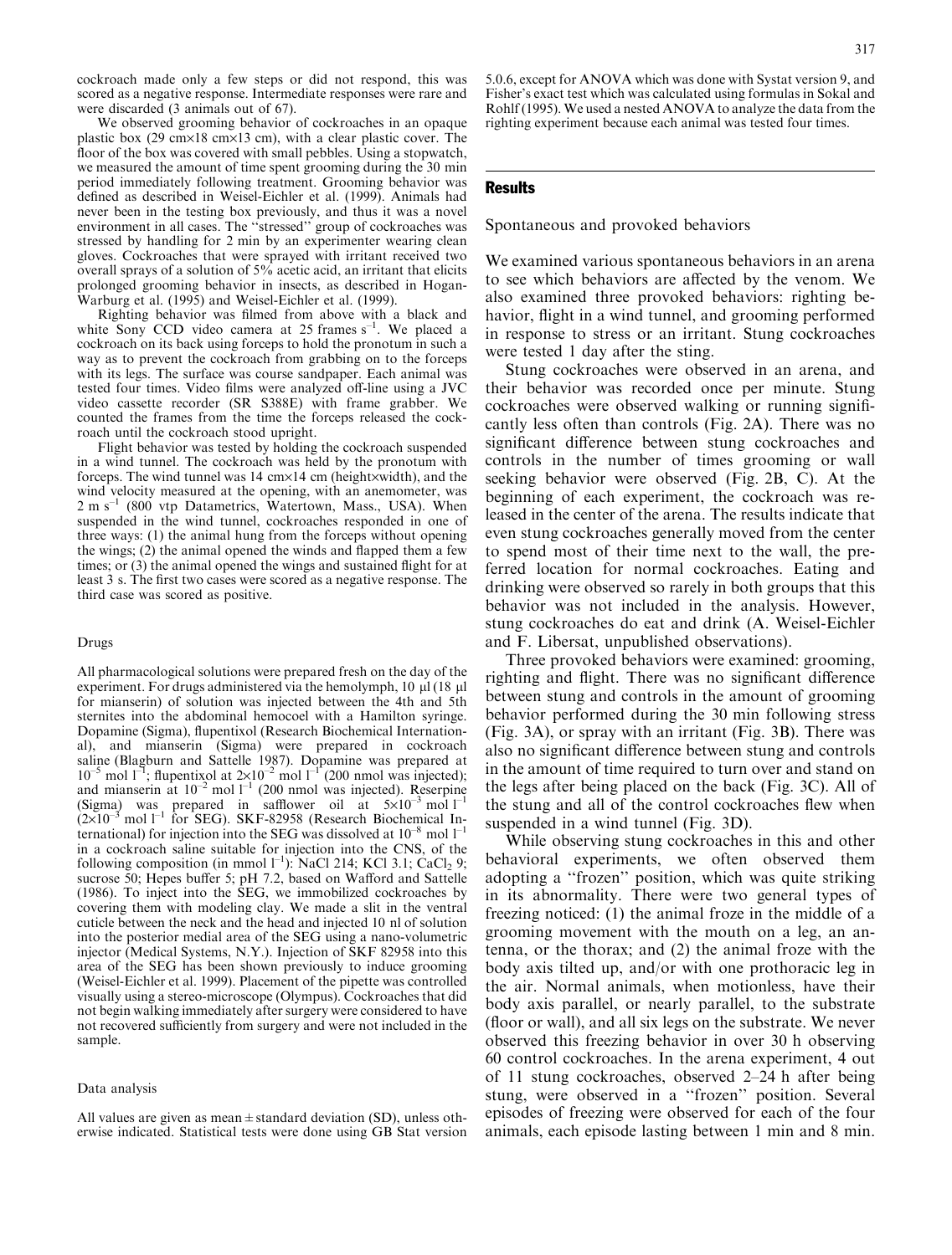cockroach made only a few steps or did not respond, this was scored as a negative response. Intermediate responses were rare and were discarded (3 animals out of 67).

We observed grooming behavior of cockroaches in an opaque plastic box (29 cm×18 cm×13 cm), with a clear plastic cover. The floor of the box was covered with small pebbles. Using a stopwatch, we measured the amount of time spent grooming during the 30 min period immediately following treatment. Grooming behavior was defined as described in Weisel-Eichler et al. (1999). Animals had never been in the testing box previously, and thus it was a novel environment in all cases. The "stressed" group of cockroaches was stressed by handling for 2 min by an experimenter wearing clean gloves. Cockroaches that were sprayed with irritant received two overall sprays of a solution of 5% acetic acid, an irritant that elicits prolonged grooming behavior in insects, as described in Hogan-Warburg et al. (1995) and Weisel-Eichler et al. (1999).

Righting behavior was filmed from above with a black and white Sony CCD video camera at 25 frames $s^{-1}$. We placed a cockroach on its back using forceps to hold the pronotum in such a way as to prevent the cockroach from grabbing on to the forceps with its legs. The surface was course sandpaper. Each animal was tested four times. Video films were analyzed off-line using a JVC video cassette recorder (SR S388E) with frame grabber. We counted the frames from the time the forceps released the cockroach until the cockroach stood upright.

Flight behavior was tested by holding the cockroach suspended in a wind tunnel. The cockroach was held by the pronotum with forceps. The wind tunnel was 14 cm×14 cm (height×width), and the wind velocity measured at the opening, with an anemometer, was 2 m $s^{-1}$ (800 vtp Datametrics, Watertown, Mass., USA). When suspended in the wind tunnel, cockroaches responded in one of three ways: (1) the animal hung from the forceps without opening the wings; (2) the animal opened the winds and flapped them a few times; or (3) the animal opened the wings and sustained flight for at least 3 s. The first two cases were scored as a negative response. The third case was scored as positive.

### Drugs

All pharmacological solutions were prepared fresh on the day of the experiment. For drugs administered via the hemolymph, 10 μl (18 μl for mianserin) of solution was injected between the 4th and 5th sternites into the abdominal hemocoel with a Hamilton syringe. Dopamine (Sigma), flupentixol (Research Biochemical International), and mianserin (Sigma) were prepared in cockroach saline (Blagburn and Sattelle 1987). Dopamine was prepared at $10^{-5}$ mol $l^{-1}$; flupentixol at $2{\times}10^{-2}$ mol $l^{-1}$ (200 nmol was injected); and mianserin at $10^{-2}$ mol $l^{-1}$ (200 nmol was injected). Reserpine (Sigma) was prepared in safflower oil at $5{\times}10^{-3}$ mol $l^{-1}$ ($2{\times}10^{-3}$ mol $l^{-1}$ for SEG). SKF-82958 (Research Biochemical International) for injection into the SEG was dissolved at $10^{-8}$ mol $l^{-1}$ in a cockroach saline suitable for injection into the CNS, of the following composition (in mmol $l^{-1}$): NaCl 214; KCl 3.1; $CaCl_2$ 9; sucrose 50; Hepes buffer 5; pH 7.2, based on Wafford and Sattelle (1986). To inject into the SEG, we immobilized cockroaches by covering them with modeling clay. We made a slit in the ventral cuticle between the neck and the head and injected 10 nl of solution into the posterior medial area of the SEG using a nano-volumetric injector (Medical Systems, N.Y.). Injection of SKF 82958 into this area of the SEG has been shown previously to induce grooming (Weisel-Eichler et al. 1999). Placement of the pipette was controlled visually using a stereo-microscope (Olympus). Cockroaches that did not begin walking immediately after surgery were considered to have not recovered sufficiently from surgery and were not included in the sample.

### Data analysis

All values are given as mean ± standard deviation (SD), unless otherwise indicated. Statistical tests were done using GB Stat version 5.0.6, except for ANOVA which was done with Systat version 9, and Fisher's exact test which was calculated using formulas in Sokal and Rohlf (1995). We used a nested ANOVA to analyze the data from the righting experiment because each animal was tested four times.

## Results

### Spontaneous and provoked behaviors

We examined various spontaneous behaviors in an arena to see which behaviors are affected by the venom. We also examined three provoked behaviors: righting behavior, flight in a wind tunnel, and grooming performed in response to stress or an irritant. Stung cockroaches were tested 1 day after the sting.

Stung cockroaches were observed in an arena, and their behavior was recorded once per minute. Stung cockroaches were observed walking or running significantly less often than controls (Fig. 2A). There was no significant difference between stung cockroaches and controls in the number of times grooming or wall seeking behavior were observed (Fig. 2B, C). At the beginning of each experiment, the cockroach was released in the center of the arena. The results indicate that even stung cockroaches generally moved from the center to spend most of their time next to the wall, the preferred location for normal cockroaches. Eating and drinking were observed so rarely in both groups that this behavior was not included in the analysis. However, stung cockroaches do eat and drink (A. Weisel-Eichler and F. Libersat, unpublished observations).

Three provoked behaviors were examined: grooming, righting and flight. There was no significant difference between stung and controls in the amount of grooming behavior performed during the 30 min following stress (Fig. 3A), or spray with an irritant (Fig. 3B). There was also no significant difference between stung and controls in the amount of time required to turn over and stand on the legs after being placed on the back (Fig. 3C). All of the stung and all of the control cockroaches flew when suspended in a wind tunnel (Fig. 3D).

While observing stung cockroaches in this and other behavioral experiments, we often observed them adopting a "frozen" position, which was quite striking in its abnormality. There were two general types of freezing noticed: (1) the animal froze in the middle of a grooming movement with the mouth on a leg, an antenna, or the thorax; and (2) the animal froze with the body axis tilted up, and/or with one prothoracic leg in the air. Normal animals, when motionless, have their body axis parallel, or nearly parallel, to the substrate (floor or wall), and all six legs on the substrate. We never observed this freezing behavior in over 30 h observing 60 control cockroaches. In the arena experiment, 4 out of 11 stung cockroaches, observed 2–24 h after being stung, were observed in a "frozen" position. Several episodes of freezing were observed for each of the four animals, each episode lasting between 1 min and 8 min.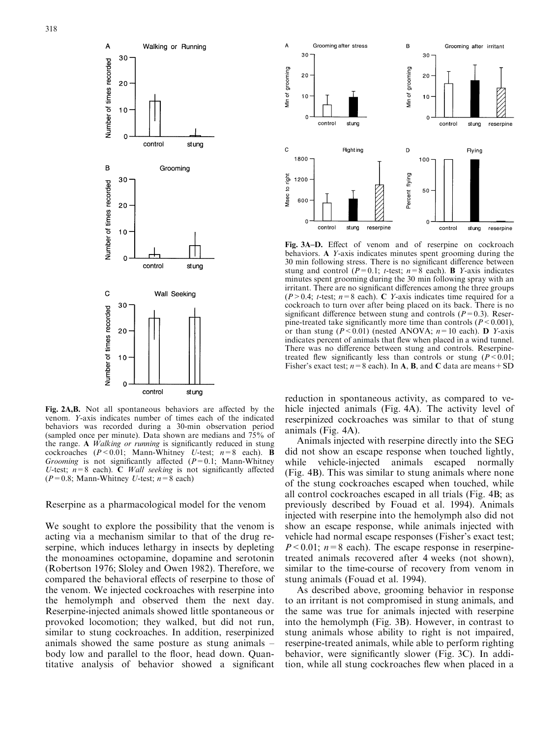**Fig. 2A,B.** Not all spontaneous behaviors are affected by the venom. *Y*-axis indicates number of times each of the indicated behaviors was recorded during a 30-min observation period (sampled once per minute). Data shown are medians and 75% of the range. **A** *Walking or running* is significantly reduced in stung cockroaches ($P < 0.01$; Mann-Whitney *U*-test; $n = 8$ each). **B** *Grooming* is not significantly affected ($P = 0.1$; Mann-Whitney *U*-test; $n = 8$ each). **C** *Wall seeking* is not significantly affected ($P = 0.8$; Mann-Whitney *U*-test; $n = 8$ each)

**Fig. 3A–D.** Effect of venom and of reserpine on cockroach behaviors. **A** *Y*-axis indicates minutes spent grooming during the 30 min following stress. There is no significant difference between stung and control ($P = 0.1$; *t*-test; $n = 8$ each). **B** *Y*-axis indicates minutes spent grooming during the 30 min following spray with an irritant. There are no significant differences among the three groups ($P > 0.4$; *t*-test; $n = 8$ each). **C** *Y*-axis indicates time required for a cockroach to turn over after being placed on its back. There is no significant difference between stung and controls ($P = 0.3$). Reserpine-treated take significantly more time than controls ($P < 0.001$), or than stung ($P < 0.01$) (nested ANOVA; $n = 10$ each). **D** *Y*-axis indicates percent of animals that flew when placed in a wind tunnel. There was no difference between stung and controls. Reserpine-treated flew significantly less than controls or stung ($P < 0.01$; Fisher's exact test; $n = 8$ each). In **A**, **B**, and **C** data are means + SD

## Reserpine as a pharmacological model for the venom

We sought to explore the possibility that the venom is acting via a mechanism similar to that of the drug reserpine, which induces lethargy in insects by depleting the monoamines octopamine, dopamine and serotonin (Robertson 1976; Sloley and Owen 1982). Therefore, we compared the behavioral effects of reserpine to those of the venom. We injected cockroaches with reserpine into the hemolymph and observed them the next day. Reserpine-injected animals showed little spontaneous or provoked locomotion; they walked, but did not run, similar to stung cockroaches. In addition, reserpinized animals showed the same posture as stung animals – body low and parallel to the floor, head down. Quantitative analysis of behavior showed a significant reduction in spontaneous activity, as compared to vehicle injected animals (Fig. 4A). The activity level of reserpinized cockroaches was similar to that of stung animals (Fig. 4A).

Animals injected with reserpine directly into the SEG did not show an escape response when touched lightly, while vehicle-injected animals escaped normally (Fig. 4B). This was similar to stung animals where none of the stung cockroaches escaped when touched, while all control cockroaches escaped in all trials (Fig. 4B; as previously described by Fouad et al. 1994). Animals injected with reserpine into the hemolymph also did not show an escape response, while animals injected with vehicle had normal escape responses (Fisher's exact test; $P < 0.01$; $n = 8$ each). The escape response in reserpine-treated animals recovered after 4 weeks (not shown), similar to the time-course of recovery from venom in stung animals (Fouad et al. 1994).

As described above, grooming behavior in response to an irritant is not compromised in stung animals, and the same was true for animals injected with reserpine into the hemolymph (Fig. 3B). However, in contrast to stung animals whose ability to right is not impaired, reserpine-treated animals, while able to perform righting behavior, were significantly slower (Fig. 3C). In addition, while all stung cockroaches flew when placed in a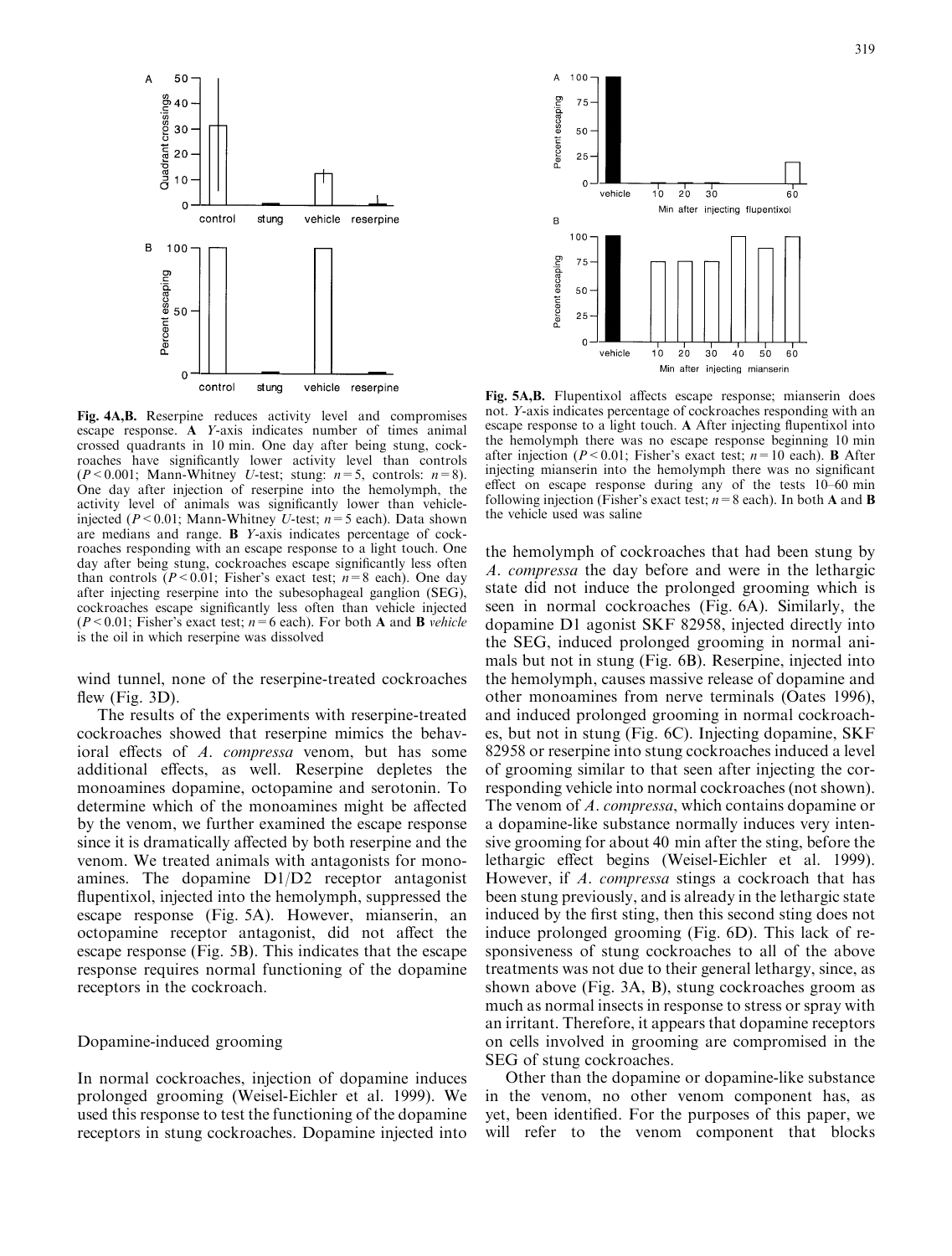**Fig. 4A,B.** Reserpine reduces activity level and compromises escape response. **A** *Y*-axis indicates number of times animal crossed quadrants in 10 min. One day after being stung, cockroaches have significantly lower activity level than controls ($P < 0.001$; Mann-Whitney *U*-test; stung: $n = 5$, controls: $n = 8$). One day after injection of reserpine into the hemolymph, the activity level of animals was significantly lower than vehicle-injected ($P < 0.01$; Mann-Whitney *U*-test; $n = 5$ each). Data shown are medians and range. **B** *Y*-axis indicates percentage of cockroaches responding with an escape response to a light touch. One day after being stung, cockroaches escape significantly less often than controls ($P < 0.01$; Fisher's exact test; $n = 8$ each). One day after injecting reserpine into the subesophageal ganglion (SEG), cockroaches escape significantly less often than vehicle injected ($P < 0.01$; Fisher's exact test; $n = 6$ each). For both **A** and **B** *vehicle* is the oil in which reserpine was dissolved

**Fig. 5A,B.** Flupentixol affects escape response; mianserin does not. *Y*-axis indicates percentage of cockroaches responding with an escape response to a light touch. **A** After injecting flupentixol into the hemolymph there was no escape response beginning 10 min after injection ($P < 0.01$; Fisher's exact test; $n = 10$ each). **B** After injecting mianserin into the hemolymph there was no significant effect on escape response during any of the tests 10–60 min following injection (Fisher's exact test; $n = 8$ each). In both **A** and **B** the vehicle used was saline

wind tunnel, none of the reserpine-treated cockroaches flew (Fig. 3D).

The results of the experiments with reserpine-treated cockroaches showed that reserpine mimics the behavioral effects of *A. compressa* venom, but has some additional effects, as well. Reserpine depletes the monoamines dopamine, octopamine and serotonin. To determine which of the monoamines might be affected by the venom, we further examined the escape response since it is dramatically affected by both reserpine and the venom. We treated animals with antagonists for monoamines. The dopamine D1/D2 receptor antagonist flupentixol, injected into the hemolymph, suppressed the escape response (Fig. 5A). However, mianserin, an octopamine receptor antagonist, did not affect the escape response (Fig. 5B). This indicates that the escape response requires normal functioning of the dopamine receptors in the cockroach.

## Dopamine-induced grooming

In normal cockroaches, injection of dopamine induces prolonged grooming (Weisel-Eichler et al. 1999). We used this response to test the functioning of the dopamine receptors in stung cockroaches. Dopamine injected into the hemolymph of cockroaches that had been stung by *A. compressa* the day before and were in the lethargic state did not induce the prolonged grooming which is seen in normal cockroaches (Fig. 6A). Similarly, the dopamine D1 agonist SKF 82958, injected directly into the SEG, induced prolonged grooming in normal animals but not in stung (Fig. 6B). Reserpine, injected into the hemolymph, causes massive release of dopamine and other monoamines from nerve terminals (Oates 1996), and induced prolonged grooming in normal cockroaches, but not in stung (Fig. 6C). Injecting dopamine, SKF 82958 or reserpine into stung cockroaches induced a level of grooming similar to that seen after injecting the corresponding vehicle into normal cockroaches (not shown). The venom of *A. compressa*, which contains dopamine or a dopamine-like substance normally induces very intensive grooming for about 40 min after the sting, before the lethargic effect begins (Weisel-Eichler et al. 1999). However, if *A. compressa* stings a cockroach that has been stung previously, and is already in the lethargic state induced by the first sting, then this second sting does not induce prolonged grooming (Fig. 6D). This lack of responsiveness of stung cockroaches to all of the above treatments was not due to their general lethargy, since, as shown above (Fig. 3A, B), stung cockroaches groom as much as normal insects in response to stress or spray with an irritant. Therefore, it appears that dopamine receptors on cells involved in grooming are compromised in the SEG of stung cockroaches.

Other than the dopamine or dopamine-like substance in the venom, no other venom component has, as yet, been identified. For the purposes of this paper, we will refer to the venom component that blocks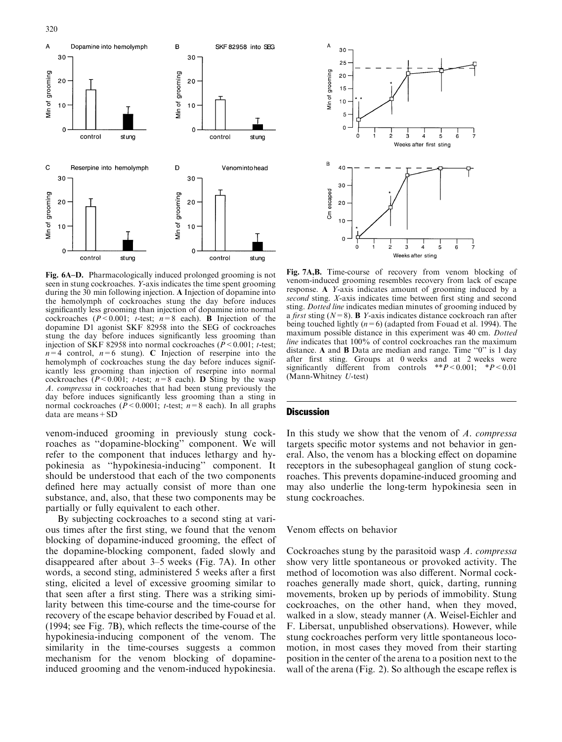**Fig. 6A–D.** Pharmacologically induced prolonged grooming is not seen in stung cockroaches. *Y*-axis indicates the time spent grooming during the 30 min following injection. **A** Injection of dopamine into the hemolymph of cockroaches stung the day before induces significantly less grooming than injection of dopamine into normal cockroaches ($P < 0.001$; *t*-test; $n = 8$ each). **B** Injection of the dopamine D1 agonist SKF 82958 into the SEG of cockroaches stung the day before induces significantly less grooming than injection of SKF 82958 into normal cockroaches ($P < 0.001$; *t*-test; $n = 4$ control, $n = 6$ stung). **C** Injection of reserpine into the hemolymph of cockroaches stung the day before induces significantly less grooming than injection of reserpine into normal cockroaches ($P < 0.001$; *t*-test; $n = 8$ each). **D** Sting by the wasp *A. compressa* in cockroaches that had been stung previously the day before induces significantly less grooming than a sting in normal cockroaches ($P < 0.0001$; *t*-test; $n = 8$ each). In all graphs data are means + SD

**Fig. 7A,B.** Time-course of recovery from venom blocking of venom-induced grooming resembles recovery from lack of escape response. **A** *Y*-axis indicates amount of grooming induced by a *second* sting. *X*-axis indicates time between first sting and second sting. *Dotted line* indicates median minutes of grooming induced by a *first* sting ($N = 8$). **B** *Y*-axis indicates distance cockroach ran after being touched lightly ($n = 6$) (adapted from Fouad et al. 1994). The maximum possible distance in this experiment was 40 cm. *Dotted line* indicates that 100% of control cockroaches ran the maximum distance. **A** and **B** Data are median and range. Time "0" is 1 day after first sting. Groups at 0 weeks and at 2 weeks were significantly different from controls $^{**}P < 0.001$; $^{*}P < 0.01$ (Mann-Whitney *U*-test)

venom-induced grooming in previously stung cockroaches as "dopamine-blocking" component. We will refer to the component that induces lethargy and hypokinesia as "hypokinesia-inducing" component. It should be understood that each of the two components defined here may actually consist of more than one substance, and, also, that these two components may be partially or fully equivalent to each other.

By subjecting cockroaches to a second sting at various times after the first sting, we found that the venom blocking of dopamine-induced grooming, the effect of the dopamine-blocking component, faded slowly and disappeared after about 3–5 weeks (Fig. 7A). In other words, a second sting, administered 5 weeks after a first sting, elicited a level of excessive grooming similar to that seen after a first sting. There was a striking similarity between this time-course and the time-course for recovery of the escape behavior described by Fouad et al. (1994; see Fig. 7B), which reflects the time-course of the hypokinesia-inducing component of the venom. The similarity in the time-courses suggests a common mechanism for the venom blocking of dopamine-induced grooming and the venom-induced hypokinesia.

## Discussion

In this study we show that the venom of *A. compressa* targets specific motor systems and not behavior in general. Also, the venom has a blocking effect on dopamine receptors in the subesophageal ganglion of stung cockroaches. This prevents dopamine-induced grooming and may also underlie the long-term hypokinesia seen in stung cockroaches.

### Venom effects on behavior

Cockroaches stung by the parasitoid wasp *A. compressa* show very little spontaneous or provoked activity. The method of locomotion was also different. Normal cockroaches generally made short, quick, darting, running movements, broken up by periods of immobility. Stung cockroaches, on the other hand, when they moved, walked in a slow, steady manner (A. Weisel-Eichler and F. Libersat, unpublished observations). However, while stung cockroaches perform very little spontaneous locomotion, in most cases they moved from their starting position in the center of the arena to a position next to the wall of the arena (Fig. 2). So although the escape reflex is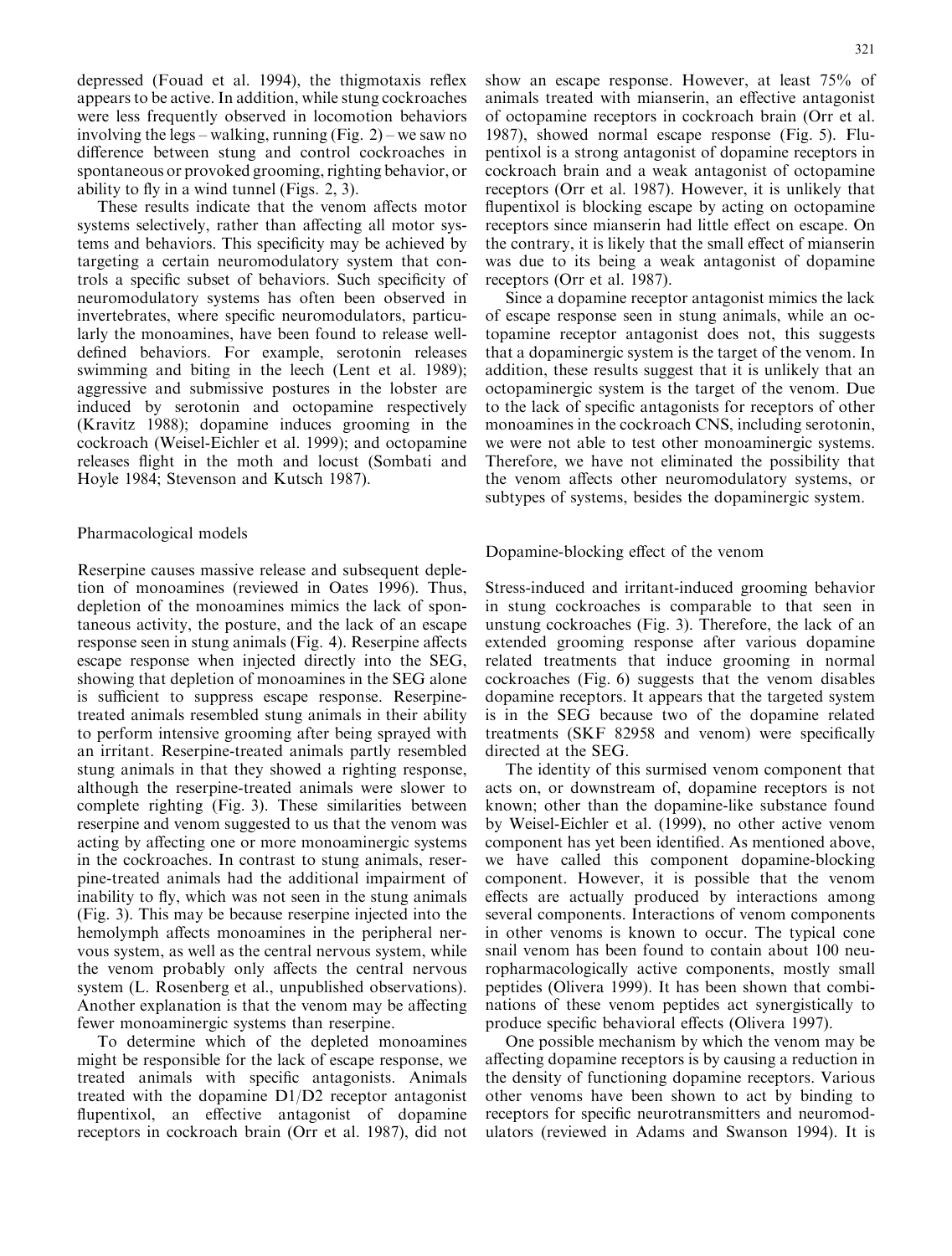depressed (Fouad et al. 1994), the thigmotaxis reflex appears to be active. In addition, while stung cockroaches were less frequently observed in locomotion behaviors involving the legs – walking, running (Fig. 2) – we saw no difference between stung and control cockroaches in spontaneous or provoked grooming, righting behavior, or ability to fly in a wind tunnel (Figs. 2, 3).

These results indicate that the venom affects motor systems selectively, rather than affecting all motor systems and behaviors. This specificity may be achieved by targeting a certain neuromodulatory system that controls a specific subset of behaviors. Such specificity of neuromodulatory systems has often been observed in invertebrates, where specific neuromodulators, particularly the monoamines, have been found to release well-defined behaviors. For example, serotonin releases swimming and biting in the leech (Lent et al. 1989); aggressive and submissive postures in the lobster are induced by serotonin and octopamine respectively (Kravitz 1988); dopamine induces grooming in the cockroach (Weisel-Eichler et al. 1999); and octopamine releases flight in the moth and locust (Sombati and Hoyle 1984; Stevenson and Kutsch 1987).

## Pharmacological models

Reserpine causes massive release and subsequent depletion of monoamines (reviewed in Oates 1996). Thus, depletion of the monoamines mimics the lack of spontaneous activity, the posture, and the lack of an escape response seen in stung animals (Fig. 4). Reserpine affects escape response when injected directly into the SEG, showing that depletion of monoamines in the SEG alone is sufficient to suppress escape response. Reserpine-treated animals resembled stung animals in their ability to perform intensive grooming after being sprayed with an irritant. Reserpine-treated animals partly resembled stung animals in that they showed a righting response, although the reserpine-treated animals were slower to complete righting (Fig. 3). These similarities between reserpine and venom suggested to us that the venom was acting by affecting one or more monoaminergic systems in the cockroaches. In contrast to stung animals, reserpine-treated animals had the additional impairment of inability to fly, which was not seen in the stung animals (Fig. 3). This may be because reserpine injected into the hemolymph affects monoamines in the peripheral nervous system, as well as the central nervous system, while the venom probably only affects the central nervous system (L. Rosenberg et al., unpublished observations). Another explanation is that the venom may be affecting fewer monoaminergic systems than reserpine.

To determine which of the depleted monoamines might be responsible for the lack of escape response, we treated animals with specific antagonists. Animals treated with the dopamine D1/D2 receptor antagonist flupentixol, an effective antagonist of dopamine receptors in cockroach brain (Orr et al. 1987), did not show an escape response. However, at least 75% of animals treated with mianserin, an effective antagonist of octopamine receptors in cockroach brain (Orr et al. 1987), showed normal escape response (Fig. 5). Flupentixol is a strong antagonist of dopamine receptors in cockroach brain and a weak antagonist of octopamine receptors (Orr et al. 1987). However, it is unlikely that flupentixol is blocking escape by acting on octopamine receptors since mianserin had little effect on escape. On the contrary, it is likely that the small effect of mianserin was due to its being a weak antagonist of dopamine receptors (Orr et al. 1987).

Since a dopamine receptor antagonist mimics the lack of escape response seen in stung animals, while an octopamine receptor antagonist does not, this suggests that a dopaminergic system is the target of the venom. In addition, these results suggest that it is unlikely that an octopaminergic system is the target of the venom. Due to the lack of specific antagonists for receptors of other monoamines in the cockroach CNS, including serotonin, we were not able to test other monoaminergic systems. Therefore, we have not eliminated the possibility that the venom affects other neuromodulatory systems, or subtypes of systems, besides the dopaminergic system.

## Dopamine-blocking effect of the venom

Stress-induced and irritant-induced grooming behavior in stung cockroaches is comparable to that seen in unstung cockroaches (Fig. 3). Therefore, the lack of an extended grooming response after various dopamine related treatments that induce grooming in normal cockroaches (Fig. 6) suggests that the venom disables dopamine receptors. It appears that the targeted system is in the SEG because two of the dopamine related treatments (SKF 82958 and venom) were specifically directed at the SEG.

The identity of this surmised venom component that acts on, or downstream of, dopamine receptors is not known; other than the dopamine-like substance found by Weisel-Eichler et al. (1999), no other active venom component has yet been identified. As mentioned above, we have called this component dopamine-blocking component. However, it is possible that the venom effects are actually produced by interactions among several components. Interactions of venom components in other venoms is known to occur. The typical cone snail venom has been found to contain about 100 neuropharmacologically active components, mostly small peptides (Olivera 1999). It has been shown that combinations of these venom peptides act synergistically to produce specific behavioral effects (Olivera 1997).

One possible mechanism by which the venom may be affecting dopamine receptors is by causing a reduction in the density of functioning dopamine receptors. Various other venoms have been shown to act by binding to receptors for specific neurotransmitters and neuromodulators (reviewed in Adams and Swanson 1994). It is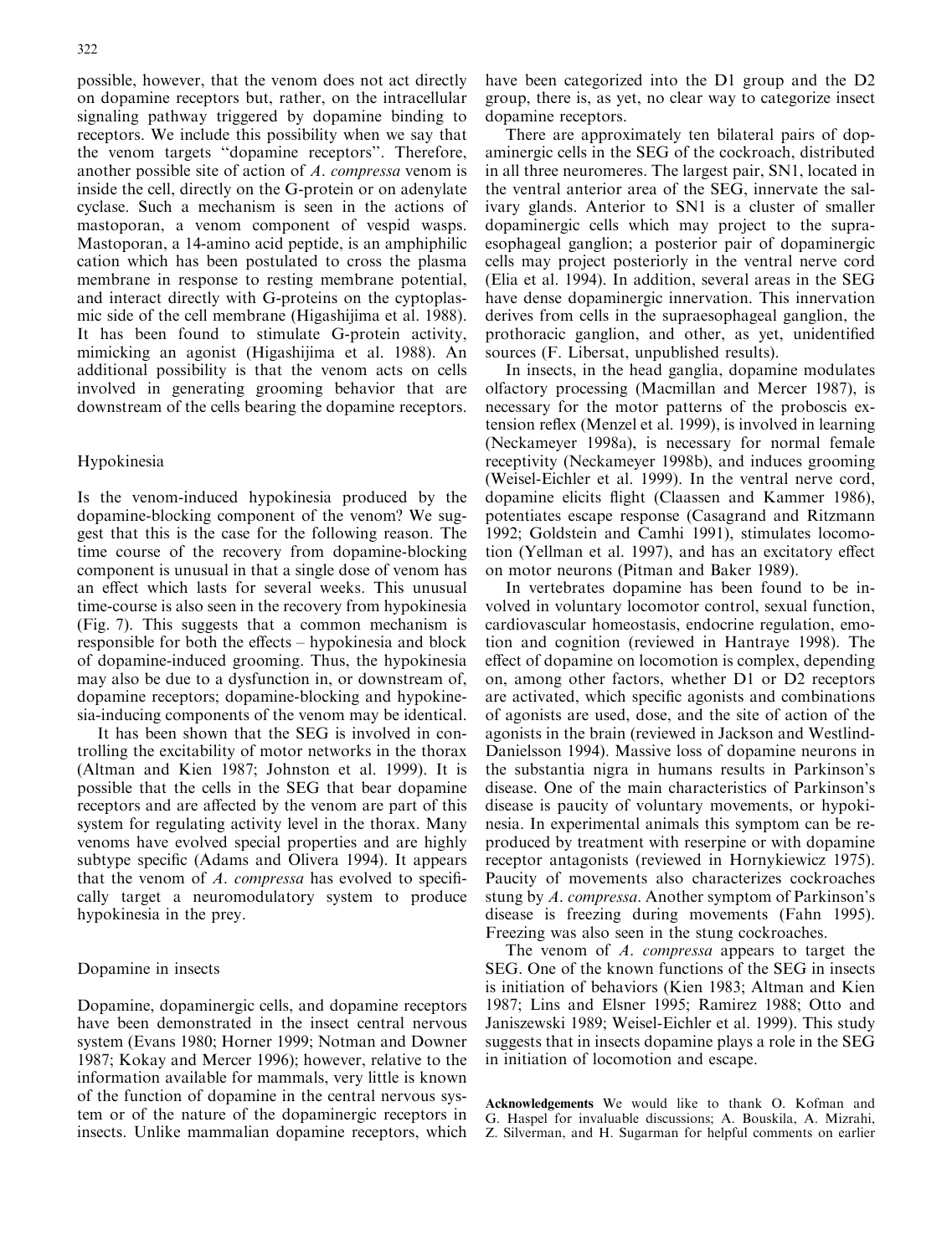possible, however, that the venom does not act directly on dopamine receptors but, rather, on the intracellular signaling pathway triggered by dopamine binding to receptors. We include this possibility when we say that the venom targets "dopamine receptors". Therefore, another possible site of action of *A. compressa* venom is inside the cell, directly on the G-protein or on adenylate cyclase. Such a mechanism is seen in the actions of mastoporan, a venom component of vespid wasps. Mastoporan, a 14-amino acid peptide, is an amphiphilic cation which has been postulated to cross the plasma membrane in response to resting membrane potential, and interact directly with G-proteins on the cytoplasmic side of the cell membrane (Higashijima et al. 1988). It has been found to stimulate G-protein activity, mimicking an agonist (Higashijima et al. 1988). An additional possibility is that the venom acts on cells involved in generating grooming behavior that are downstream of the cells bearing the dopamine receptors.

## Hypokinesia

Is the venom-induced hypokinesia produced by the dopamine-blocking component of the venom? We suggest that this is the case for the following reason. The time course of the recovery from dopamine-blocking component is unusual in that a single dose of venom has an effect which lasts for several weeks. This unusual time-course is also seen in the recovery from hypokinesia (Fig. 7). This suggests that a common mechanism is responsible for both the effects – hypokinesia and block of dopamine-induced grooming. Thus, the hypokinesia may also be due to a dysfunction in, or downstream of, dopamine receptors; dopamine-blocking and hypokinesia-inducing components of the venom may be identical.

It has been shown that the SEG is involved in controlling the excitability of motor networks in the thorax (Altman and Kien 1987; Johnston et al. 1999). It is possible that the cells in the SEG that bear dopamine receptors and are affected by the venom are part of this system for regulating activity level in the thorax. Many venoms have evolved special properties and are highly subtype specific (Adams and Olivera 1994). It appears that the venom of *A. compressa* has evolved to specifically target a neuromodulatory system to produce hypokinesia in the prey.

## Dopamine in insects

Dopamine, dopaminergic cells, and dopamine receptors have been demonstrated in the insect central nervous system (Evans 1980; Horner 1999; Notman and Downer 1987; Kokay and Mercer 1996); however, relative to the information available for mammals, very little is known of the function of dopamine in the central nervous system or of the nature of the dopaminergic receptors in insects. Unlike mammalian dopamine receptors, which have been categorized into the D1 group and the D2 group, there is, as yet, no clear way to categorize insect dopamine receptors.

There are approximately ten bilateral pairs of dopaminergic cells in the SEG of the cockroach, distributed in all three neuromeres. The largest pair, SN1, located in the ventral anterior area of the SEG, innervate the salivary glands. Anterior to SN1 is a cluster of smaller dopaminergic cells which may project to the supraesophageal ganglion; a posterior pair of dopaminergic cells may project posteriorly in the ventral nerve cord (Elia et al. 1994). In addition, several areas in the SEG have dense dopaminergic innervation. This innervation derives from cells in the supraesophageal ganglion, the prothoracic ganglion, and other, as yet, unidentified sources (F. Libersat, unpublished results).

In insects, in the head ganglia, dopamine modulates olfactory processing (Macmillan and Mercer 1987), is necessary for the motor patterns of the proboscis extension reflex (Menzel et al. 1999), is involved in learning (Neckameyer 1998a), is necessary for normal female receptivity (Neckameyer 1998b), and induces grooming (Weisel-Eichler et al. 1999). In the ventral nerve cord, dopamine elicits flight (Claassen and Kammer 1986), potentiates escape response (Casagrand and Ritzmann 1992; Goldstein and Camhi 1991), stimulates locomotion (Yellman et al. 1997), and has an excitatory effect on motor neurons (Pitman and Baker 1989).

In vertebrates dopamine has been found to be involved in voluntary locomotor control, sexual function, cardiovascular homeostasis, endocrine regulation, emotion and cognition (reviewed in Hantraye 1998). The effect of dopamine on locomotion is complex, depending on, among other factors, whether D1 or D2 receptors are activated, which specific agonists and combinations of agonists are used, dose, and the site of action of the agonists in the brain (reviewed in Jackson and Westlind-Danielsson 1994). Massive loss of dopamine neurons in the substantia nigra in humans results in Parkinson's disease. One of the main characteristics of Parkinson's disease is paucity of voluntary movements, or hypokinesia. In experimental animals this symptom can be reproduced by treatment with reserpine or with dopamine receptor antagonists (reviewed in Hornykiewicz 1975). Paucity of movements also characterizes cockroaches stung by *A. compressa*. Another symptom of Parkinson's disease is freezing during movements (Fahn 1995). Freezing was also seen in the stung cockroaches.

The venom of *A. compressa* appears to target the SEG. One of the known functions of the SEG in insects is initiation of behaviors (Kien 1983; Altman and Kien 1987; Lins and Elsner 1995; Ramirez 1988; Otto and Janiszewski 1989; Weisel-Eichler et al. 1999). This study suggests that in insects dopamine plays a role in the SEG in initiation of locomotion and escape.

**Acknowledgements** We would like to thank O. Kofman and G. Haspel for invaluable discussions; A. Bouskila, A. Mizrahi, Z. Silverman, and H. Sugarman for helpful comments on earlier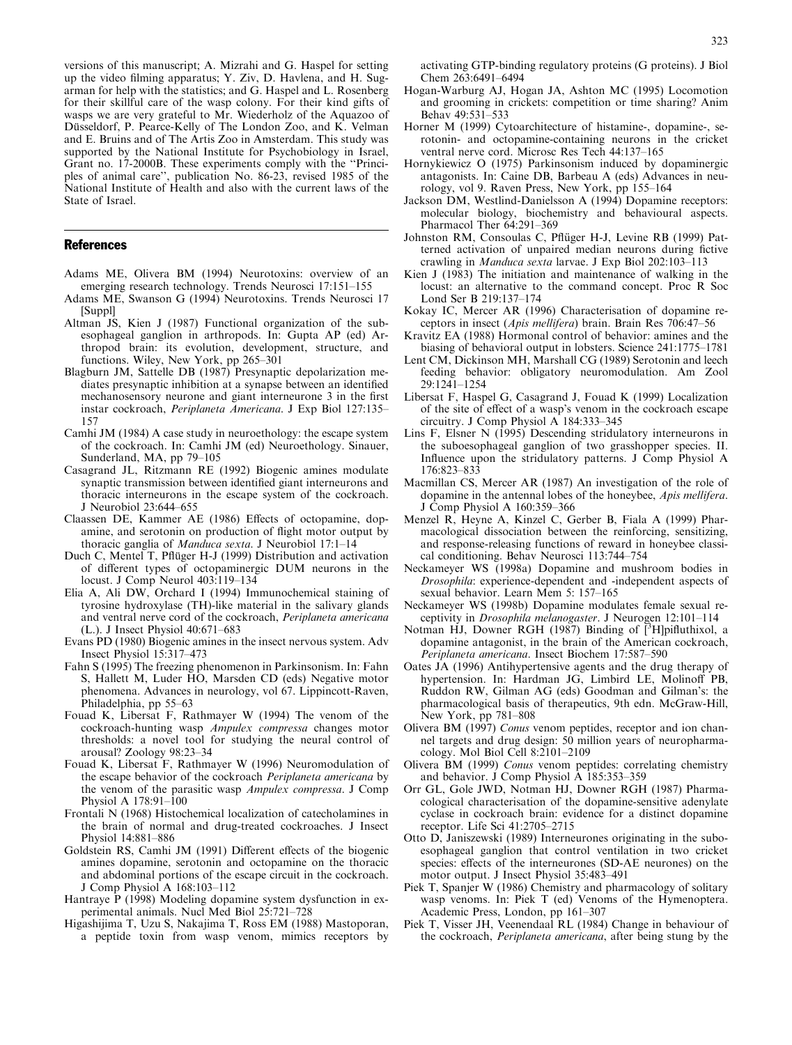versions of this manuscript; A. Mizrahi and G. Haspel for setting up the video filming apparatus; Y. Ziv, D. Havlena, and H. Sugarman for help with the statistics; and G. Haspel and L. Rosenberg for their skillful care of the wasp colony. For their kind gifts of wasps we are very grateful to Mr. Wiederholz of the Aquazoo of Düsseldorf, P. Pearce-Kelly of The London Zoo, and K. Velman and E. Bruins and of The Artis Zoo in Amsterdam. This study was supported by the National Institute for Psychobiology in Israel, Grant no. 17-2000B. These experiments comply with the "Principles of animal care", publication No. 86-23, revised 1985 of the National Institute of Health and also with the current laws of the State of Israel.

## References

Adams ME, Olivera BM (1994) Neurotoxins: overview of an emerging research technology. Trends Neurosci 17:151–155

Adams ME, Swanson G (1994) Neurotoxins. Trends Neurosci 17 [Suppl]

Altman JS, Kien J (1987) Functional organization of the subesophageal ganglion in arthropods. In: Gupta AP (ed) Arthropod brain: its evolution, development, structure, and functions. Wiley, New York, pp 265–301

Blagburn JM, Sattelle DB (1987) Presynaptic depolarization mediates presynaptic inhibition at a synapse between an identified mechanosensory neurone and giant interneurone 3 in the first instar cockroach, *Periplaneta Americana*. J Exp Biol 127:135–157

Camhi JM (1984) A case study in neuroethology: the escape system of the cockroach. In: Camhi JM (ed) Neuroethology. Sinauer, Sunderland, MA, pp 79–105

Casagrand JL, Ritzmann RE (1992) Biogenic amines modulate synaptic transmission between identified giant interneurons and thoracic interneurons in the escape system of the cockroach. J Neurobiol 23:644–655

Claassen DE, Kammer AE (1986) Effects of octopamine, dopamine, and serotonin on production of flight motor output by thoracic ganglia of *Manduca sexta*. J Neurobiol 17:1–14

Duch C, Mentel T, Pflüger H-J (1999) Distribution and activation of different types of octopaminergic DUM neurons in the locust. J Comp Neurol 403:119–134

Elia A, Ali DW, Orchard I (1994) Immunochemical staining of tyrosine hydroxylase (TH)-like material in the salivary glands and ventral nerve cord of the cockroach, *Periplaneta americana* (L.). J Insect Physiol 40:671–683

Evans PD (1980) Biogenic amines in the insect nervous system. Adv Insect Physiol 15:317–473

Fahn S (1995) The freezing phenomenon in Parkinsonism. In: Fahn S, Hallett M, Luder HO, Marsden CD (eds) Negative motor phenomena. Advances in neurology, vol 67. Lippincott-Raven, Philadelphia, pp 55–63

Fouad K, Libersat F, Rathmayer W (1994) The venom of the cockroach-hunting wasp *Ampulex compressa* changes motor thresholds: a novel tool for studying the neural control of arousal? Zoology 98:23–34

Fouad K, Libersat F, Rathmayer W (1996) Neuromodulation of the escape behavior of the cockroach *Periplaneta americana* by the venom of the parasitic wasp *Ampulex compressa*. J Comp Physiol A 178:91–100

Frontali N (1968) Histochemical localization of catecholamines in the brain of normal and drug-treated cockroaches. J Insect Physiol 14:881–886

Goldstein RS, Camhi JM (1991) Different effects of the biogenic amines dopamine, serotonin and octopamine on the thoracic and abdominal portions of the escape circuit in the cockroach. J Comp Physiol A 168:103–112

Hantraye P (1998) Modeling dopamine system dysfunction in experimental animals. Nucl Med Biol 25:721–728

Higashijima T, Uzu S, Nakajima T, Ross EM (1988) Mastoporan, a peptide toxin from wasp venom, mimics receptors by activating GTP-binding regulatory proteins (G proteins). J Biol Chem 263:6491–6494

Hogan-Warburg AJ, Hogan JA, Ashton MC (1995) Locomotion and grooming in crickets: competition or time sharing? Anim Behav 49:531–533

Horner M (1999) Cytoarchitecture of histamine-, dopamine-, serotonin- and octopamine-containing neurons in the cricket ventral nerve cord. Microsc Res Tech 44:137–165

Hornykiewicz O (1975) Parkinsonism induced by dopaminergic antagonists. In: Caine DB, Barbeau A (eds) Advances in neurology, vol 9. Raven Press, New York, pp 155–164

Jackson DM, Westlind-Danielsson A (1994) Dopamine receptors: molecular biology, biochemistry and behavioural aspects. Pharmacol Ther 64:291–369

Johnston RM, Consoulas C, Pflüger H-J, Levine RB (1999) Patterned activation of unpaired median neurons during fictive crawling in *Manduca sexta* larvae. J Exp Biol 202:103–113

Kien J (1983) The initiation and maintenance of walking in the locust: an alternative to the command concept. Proc R Soc Lond Ser B 219:137–174

Kokay IC, Mercer AR (1996) Characterisation of dopamine receptors in insect (*Apis mellifera*) brain. Brain Res 706:47–56

Kravitz EA (1988) Hormonal control of behavior: amines and the biasing of behavioral output in lobsters. Science 241:1775–1781

Lent CM, Dickinson MH, Marshall CG (1989) Serotonin and leech feeding behavior: obligatory neuromodulation. Am Zool 29:1241–1254

Libersat F, Haspel G, Casagrand J, Fouad K (1999) Localization of the site of effect of a wasp's venom in the cockroach escape circuitry. J Comp Physiol A 184:333–345

Lins F, Elsner N (1995) Descending stridulatory interneurons in the suboesophageal ganglion of two grasshopper species. II. Influence upon the stridulatory patterns. J Comp Physiol A 176:823–833

Macmillan CS, Mercer AR (1987) An investigation of the role of dopamine in the antennal lobes of the honeybee, *Apis mellifera*. J Comp Physiol A 160:359–366

Menzel R, Heyne A, Kinzel C, Gerber B, Fiala A (1999) Pharmacological dissociation between the reinforcing, sensitizing, and response-releasing functions of reward in honeybee classical conditioning. Behav Neurosci 113:744–754

Neckameyer WS (1998a) Dopamine and mushroom bodies in *Drosophila*: experience-dependent and -independent aspects of sexual behavior. Learn Mem 5: 157–165

Neckameyer WS (1998b) Dopamine modulates female sexual receptivity in *Drosophila melanogaster*. J Neurogen 12:101–114

Notman HJ, Downer RGH (1987) Binding of [$^3$H]pifluthixol, a dopamine antagonist, in the brain of the American cockroach, *Periplaneta americana*. Insect Biochem 17:587–590

Oates JA (1996) Antihypertensive agents and the drug therapy of hypertension. In: Hardman JG, Limbird LE, Molinoff PB, Ruddon RW, Gilman AG (eds) Goodman and Gilman's: the pharmacological basis of therapeutics, 9th edn. McGraw-Hill, New York, pp 781–808

Olivera BM (1997) *Conus* venom peptides, receptor and ion channel targets and drug design: 50 million years of neuropharmacology. Mol Biol Cell 8:2101–2109

Olivera BM (1999) *Conus* venom peptides: correlating chemistry and behavior. J Comp Physiol A 185:353–359

Orr GL, Gole JWD, Notman HJ, Downer RGH (1987) Pharmacological characterisation of the dopamine-sensitive adenylate cyclase in cockroach brain: evidence for a distinct dopamine receptor. Life Sci 41:2705–2715

Otto D, Janiszewski (1989) Interneurones originating in the suboesophageal ganglion that control ventilation in two cricket species: effects of the interneurones (SD-AE neurones) on the motor output. J Insect Physiol 35:483–491

Piek T, Spanjer W (1986) Chemistry and pharmacology of solitary wasp venoms. In: Piek T (ed) Venoms of the Hymenoptera. Academic Press, London, pp 161–307

Piek T, Visser JH, Veenendaal RL (1984) Change in behaviour of the cockroach, *Periplaneta americana*, after being stung by the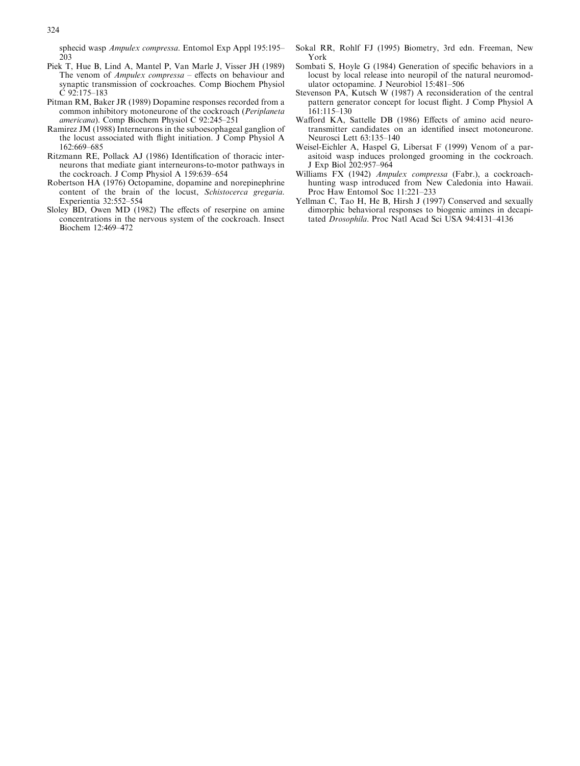sphecid wasp *Ampulex compressa*. Entomol Exp Appl 195:195–203

Piek T, Hue B, Lind A, Mantel P, Van Marle J, Visser JH (1989) The venom of *Ampulex compressa* – effects on behaviour and synaptic transmission of cockroaches. Comp Biochem Physiol C 92:175–183

Pitman RM, Baker JR (1989) Dopamine responses recorded from a common inhibitory motoneurone of the cockroach (*Periplaneta americana*). Comp Biochem Physiol C 92:245–251

Ramirez JM (1988) Interneurons in the suboesophageal ganglion of the locust associated with flight initiation. J Comp Physiol A 162:669–685

Ritzmann RE, Pollack AJ (1986) Identification of thoracic interneurons that mediate giant interneurons-to-motor pathways in the cockroach. J Comp Physiol A 159:639–654

Robertson HA (1976) Octopamine, dopamine and norepinephrine content of the brain of the locust, *Schistocerca gregaria*. Experientia 32:552–554

Sloley BD, Owen MD (1982) The effects of reserpine on amine concentrations in the nervous system of the cockroach. Insect Biochem 12:469–472

Sokal RR, Rohlf FJ (1995) Biometry, 3rd edn. Freeman, New York

Sombati S, Hoyle G (1984) Generation of specific behaviors in a locust by local release into neuropil of the natural neuromodulator octopamine. J Neurobiol 15:481–506

Stevenson PA, Kutsch W (1987) A reconsideration of the central pattern generator concept for locust flight. J Comp Physiol A 161:115–130

Wafford KA, Sattelle DB (1986) Effects of amino acid neurotransmitter candidates on an identified insect motoneurone. Neurosci Lett 63:135–140

Weisel-Eichler A, Haspel G, Libersat F (1999) Venom of a parasitoid wasp induces prolonged grooming in the cockroach. J Exp Biol 202:957–964

Williams FX (1942) *Ampulex compressa* (Fabr.), a cockroach-hunting wasp introduced from New Caledonia into Hawaii. Proc Haw Entomol Soc 11:221–233

Yellman C, Tao H, He B, Hirsh J (1997) Conserved and sexually dimorphic behavioral responses to biogenic amines in decapitated *Drosophila*. Proc Natl Acad Sci USA 94:4131–4136